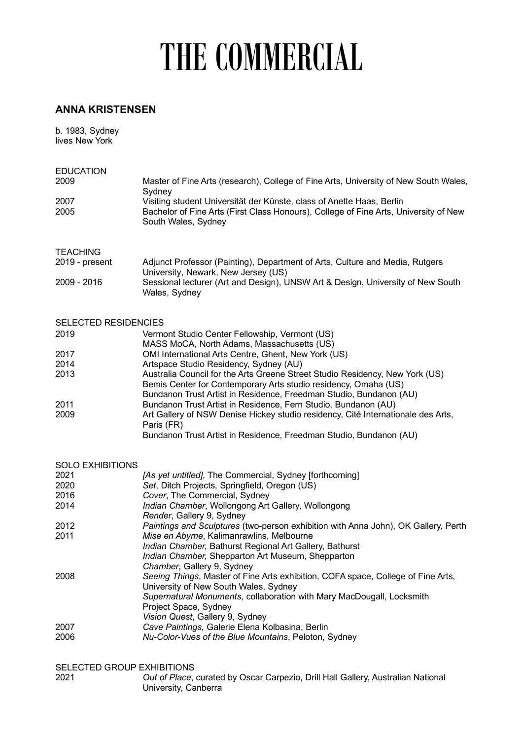# THE COMMERCIAL

## ANNA KRISTENSEN

b. 1983, Sydney
lives New York

EDUCATION

| | |
|---|---|
| 2009 | Master of Fine Arts (research), College of Fine Arts, University of New South Wales, Sydney |
| 2007 | Visiting student Universität der Künste, class of Anette Haas, Berlin |
| 2005 | Bachelor of Fine Arts (First Class Honours), College of Fine Arts, University of New South Wales, Sydney |

TEACHING

| | |
|---|---|
| 2019 - present | Adjunct Professor (Painting), Department of Arts, Culture and Media, Rutgers University, Newark, New Jersey (US) |
| 2009 - 2016 | Sessional lecturer (Art and Design), UNSW Art & Design, University of New South Wales, Sydney |

SELECTED RESIDENCIES

| | |
|---|---|
| 2019 | Vermont Studio Center Fellowship, Vermont (US) |
| | MASS MoCA, North Adams, Massachusetts (US) |
| 2017 | OMI International Arts Centre, Ghent, New York (US) |
| 2014 | Artspace Studio Residency, Sydney (AU) |
| 2013 | Australia Council for the Arts Greene Street Studio Residency, New York (US) |
| | Bemis Center for Contemporary Arts studio residency, Omaha (US) |
| | Bundanon Trust Artist in Residence, Freedman Studio, Bundanon (AU) |
| 2011 | Bundanon Trust Artist in Residence, Fern Studio, Bundanon (AU) |
| 2009 | Art Gallery of NSW Denise Hickey studio residency, Cité Internationale des Arts, Paris (FR) |
| | Bundanon Trust Artist in Residence, Freedman Studio, Bundanon (AU) |

SOLO EXHIBITIONS

| | |
|---|---|
| 2021 | *[As yet untitled]*, The Commercial, Sydney [forthcoming] |
| 2020 | *Set*, Ditch Projects, Springfield, Oregon (US) |
| 2016 | *Cover*, The Commercial, Sydney |
| 2014 | *Indian Chamber*, Wollongong Art Gallery, Wollongong |
| | *Render*, Gallery 9, Sydney |
| 2012 | *Paintings and Sculptures* (two-person exhibition with Anna John), OK Gallery, Perth |
| 2011 | *Mise en Abyme*, Kalimanrawlins, Melbourne |
| | *Indian Chamber,* Bathurst Regional Art Gallery, Bathurst |
| | *Indian Chamber,* Shepparton Art Museum, Shepparton |
| | *Chamber*, Gallery 9, Sydney |
| 2008 | *Seeing Things*, Master of Fine Arts exhibition, COFA space, College of Fine Arts, University of New South Wales, Sydney |
| | *Supernatural Monuments*, collaboration with Mary MacDougall, Locksmith Project Space, Sydney |
| | *Vision Quest*, Gallery 9, Sydney |
| 2007 | *Cave Paintings,* Galerie Elena Kolbasina, Berlin |
| 2006 | *Nu-Color-Vues of the Blue Mountains*, Peloton, Sydney |

SELECTED GROUP EXHIBITIONS

| | |
|---|---|
| 2021 | *Out of Place*, curated by Oscar Carpezio, Drill Hall Gallery, Australian National University, Canberra |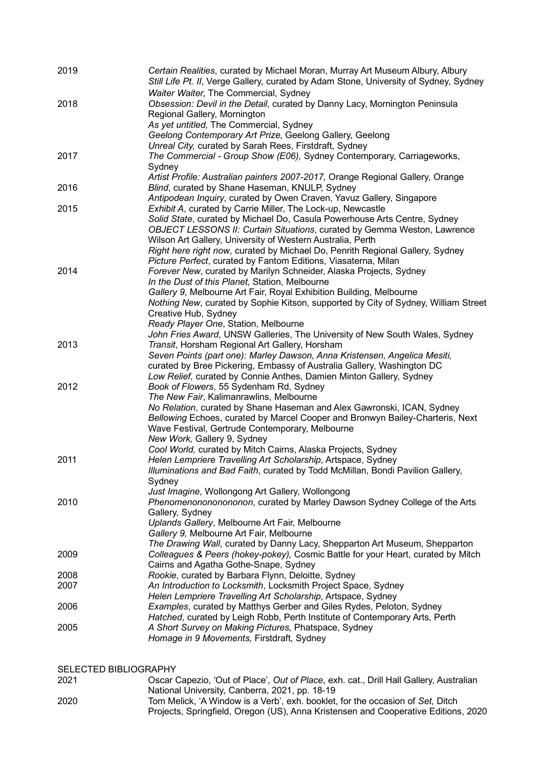2019 *Certain Realities*, curated by Michael Moran, Murray Art Museum Albury, Albury
*Still Life Pt. II*, Verge Gallery, curated by Adam Stone, University of Sydney, Sydney
*Waiter Waiter*, The Commercial, Sydney

2018 *Obsession: Devil in the Detail*, curated by Danny Lacy, Mornington Peninsula Regional Gallery, Mornington
*As yet untitled,* The Commercial, Sydney
*Geelong Contemporary Art Prize*, Geelong Gallery, Geelong
*Unreal City,* curated by Sarah Rees, Firstdraft, Sydney

2017 *The Commercial - Group Show (E06),* Sydney Contemporary, Carriageworks, Sydney
*Artist Profile: Australian painters 2007-2017,* Orange Regional Gallery, Orange

2016 *Blind*, curated by Shane Haseman, KNULP, Sydney
*Antipodean Inquiry*, curated by Owen Craven, Yavuz Gallery, Singapore

2015 *Exhibit A*, curated by Carrie Miller, The Lock-up, Newcastle
*Solid State*, curated by Michael Do, Casula Powerhouse Arts Centre, Sydney
*OBJECT LESSONS II: Curtain Situations*, curated by Gemma Weston, Lawrence Wilson Art Gallery, University of Western Australia, Perth
*Right here right now*, curated by Michael Do, Penrith Regional Gallery, Sydney
*Picture Perfect*, curated by Fantom Editions, Viasaterna, Milan

2014 *Forever New*, curated by Marilyn Schneider, Alaska Projects, Sydney
*In the Dust of this Planet*, Station, Melbourne
*Gallery 9*, Melbourne Art Fair, Royal Exhibition Building, Melbourne
*Nothing New*, curated by Sophie Kitson, supported by City of Sydney, William Street Creative Hub, Sydney
*Ready Player One*, Station, Melbourne
*John Fries Award*, UNSW Galleries, The University of New South Wales, Sydney

2013 *Transit*, Horsham Regional Art Gallery, Horsham
*Seven Points (part one): Marley Dawson, Anna Kristensen, Angelica Mesiti,* curated by Bree Pickering, Embassy of Australia Gallery, Washington DC
*Low Relief,* curated by Connie Anthes, Damien Minton Gallery, Sydney

2012 *Book of Flowers*, 55 Sydenham Rd, Sydney
*The New Fair*, Kalimanrawlins, Melbourne
*No Relation*, curated by Shane Haseman and Alex Gawronski, ICAN, Sydney
*Bellowing Echoes*, curated by Marcel Cooper and Bronwyn Bailey-Charteris, Next Wave Festival, Gertrude Contemporary, Melbourne
*New Work,* Gallery 9, Sydney
*Cool World,* curated by Mitch Cairns, Alaska Projects, Sydney

2011 *Helen Lempriere Travelling Art Scholarship*, Artspace, Sydney
*Illuminations and Bad Faith*, curated by Todd McMillan, Bondi Pavilion Gallery, Sydney
*Just Imagine*, Wollongong Art Gallery, Wollongong

2010 *Phenomenonononononon*, curated by Marley Dawson Sydney College of the Arts Gallery, Sydney
*Uplands Gallery*, Melbourne Art Fair, Melbourne
*Gallery 9,* Melbourne Art Fair, Melbourne
*The Drawing Wall*, curated by Danny Lacy, Shepparton Art Museum, Shepparton

2009 *Colleagues & Peers (hokey-pokey),* Cosmic Battle for your Heart, curated by Mitch Cairns and Agatha Gothe-Snape, Sydney

2008 *Rookie*, curated by Barbara Flynn, Deloitte, Sydney

2007 *An Introduction to Locksmith*, Locksmith Project Space, Sydney
*Helen Lempriere Travelling Art Scholarship*, Artspace, Sydney

2006 *Examples*, curated by Matthys Gerber and Giles Rydes, Peloton, Sydney
*Hatched*, curated by Leigh Robb, Perth Institute of Contemporary Arts, Perth

2005 *A Short Survey on Making Pictures,* Phatspace, Sydney
*Homage in 9 Movements,* Firstdraft, Sydney

## SELECTED BIBLIOGRAPHY

2021 Oscar Capezio, 'Out of Place', *Out of Place*, exh. cat., Drill Hall Gallery, Australian National University, Canberra, 2021, pp. 18-19

2020 Tom Melick, 'A Window is a Verb', exh. booklet, for the occasion of *Set*, Ditch Projects, Springfield, Oregon (US), Anna Kristensen and Cooperative Editions, 2020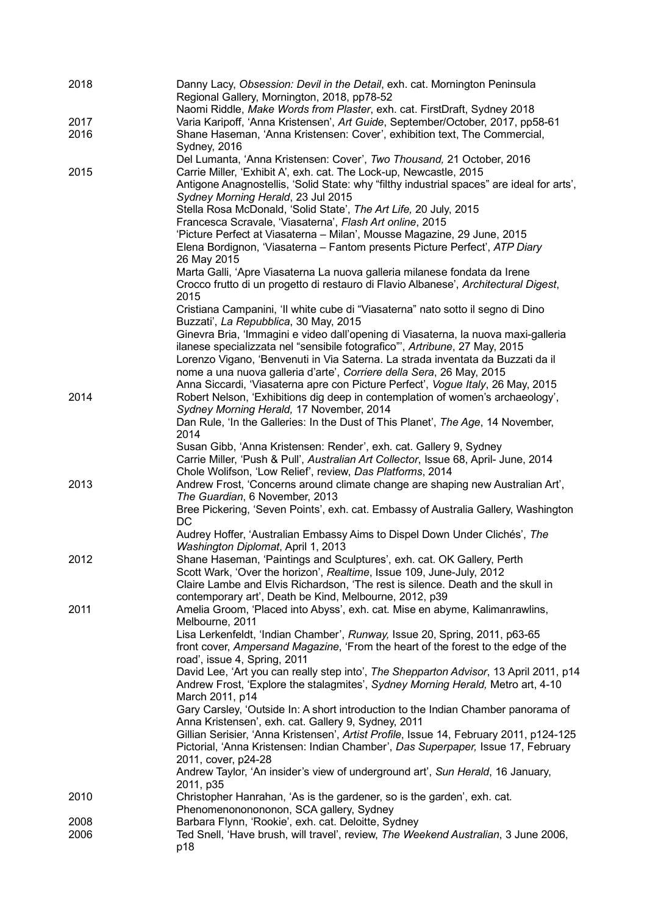2018 Danny Lacy, *Obsession: Devil in the Detail*, exh. cat. Mornington Peninsula Regional Gallery, Mornington, 2018, pp78-52

Naomi Riddle, *Make Words from Plaster*, exh. cat. FirstDraft, Sydney 2018

2017 Varia Karipoff, 'Anna Kristensen', *Art Guide*, September/October, 2017, pp58-61

2016 Shane Haseman, 'Anna Kristensen: Cover', exhibition text, The Commercial, Sydney, 2016

Del Lumanta, 'Anna Kristensen: Cover', *Two Thousand,* 21 October, 2016

2015 Carrie Miller, 'Exhibit A', exh. cat. The Lock-up, Newcastle, 2015

Antigone Anagnostellis, 'Solid State: why "filthy industrial spaces" are ideal for arts', *Sydney Morning Herald*, 23 Jul 2015

Stella Rosa McDonald, 'Solid State', *The Art Life,* 20 July, 2015

Francesca Scravale, 'Viasaterna', *Flash Art online*, 2015

'Picture Perfect at Viasaterna – Milan', Mousse Magazine, 29 June, 2015

Elena Bordignon, 'Viasaterna – Fantom presents Picture Perfect', *ATP Diary* 26 May 2015

Marta Galli, 'Apre Viasaterna La nuova galleria milanese fondata da Irene Crocco frutto di un progetto di restauro di Flavio Albanese', *Architectural Digest*, 2015

Cristiana Campanini, 'Il white cube di "Viasaterna" nato sotto il segno di Dino Buzzati', *La Repubblica*, 30 May, 2015

Ginevra Bria, 'Immagini e video dall'opening di Viasaterna, la nuova maxi-galleria ilanese specializzata nel "sensibile fotografico"', *Artribune*, 27 May, 2015

Lorenzo Vigano, 'Benvenuti in Via Saterna. La strada inventata da Buzzati da il nome a una nuova galleria d'arte', *Corriere della Sera*, 26 May, 2015

Anna Siccardi, 'Viasaterna apre con Picture Perfect', *Vogue Italy*, 26 May, 2015

2014 Robert Nelson, 'Exhibitions dig deep in contemplation of women's archaeology', *Sydney Morning Herald,* 17 November, 2014

Dan Rule, 'In the Galleries: In the Dust of This Planet', *The Age*, 14 November, 2014

Susan Gibb, 'Anna Kristensen: Render', exh. cat. Gallery 9, Sydney

Carrie Miller, 'Push & Pull', *Australian Art Collector*, Issue 68, April- June, 2014

Chole Wolifson, 'Low Relief', review, *Das Platforms*, 2014

2013 Andrew Frost, 'Concerns around climate change are shaping new Australian Art', *The Guardian*, 6 November, 2013

Bree Pickering, 'Seven Points', exh. cat. Embassy of Australia Gallery, Washington DC

Audrey Hoffer, 'Australian Embassy Aims to Dispel Down Under Clichés', *The Washington Diplomat*, April 1, 2013

2012 Shane Haseman, 'Paintings and Sculptures', exh. cat. OK Gallery, Perth

Scott Wark, 'Over the horizon', *Realtime*, Issue 109, June-July, 2012

Claire Lambe and Elvis Richardson, 'The rest is silence. Death and the skull in contemporary art', Death be Kind, Melbourne, 2012, p39

2011 Amelia Groom, 'Placed into Abyss', exh. cat. Mise en abyme, Kalimanrawlins, Melbourne, 2011

Lisa Lerkenfeldt, 'Indian Chamber', *Runway,* Issue 20, Spring, 2011, p63-65

front cover, *Ampersand Magazine*, 'From the heart of the forest to the edge of the road', issue 4, Spring, 2011

David Lee, 'Art you can really step into', *The Shepparton Advisor*, 13 April 2011, p14

Andrew Frost, 'Explore the stalagmites', *Sydney Morning Herald,* Metro art, 4-10 March 2011, p14

Gary Carsley, 'Outside In: A short introduction to the Indian Chamber panorama of Anna Kristensen', exh. cat. Gallery 9, Sydney, 2011

Gillian Serisier, 'Anna Kristensen', *Artist Profile*, Issue 14, February 2011, p124-125

Pictorial, 'Anna Kristensen: Indian Chamber', *Das Superpaper,* Issue 17, February 2011, cover, p24-28

Andrew Taylor, 'An insider's view of underground art', *Sun Herald*, 16 January, 2011, p35

2010 Christopher Hanrahan, 'As is the gardener, so is the garden', exh. cat. Phenomenonononon, SCA gallery, Sydney

2008 Barbara Flynn, 'Rookie', exh. cat. Deloitte, Sydney

2006 Ted Snell, 'Have brush, will travel', review, *The Weekend Australian*, 3 June 2006, p18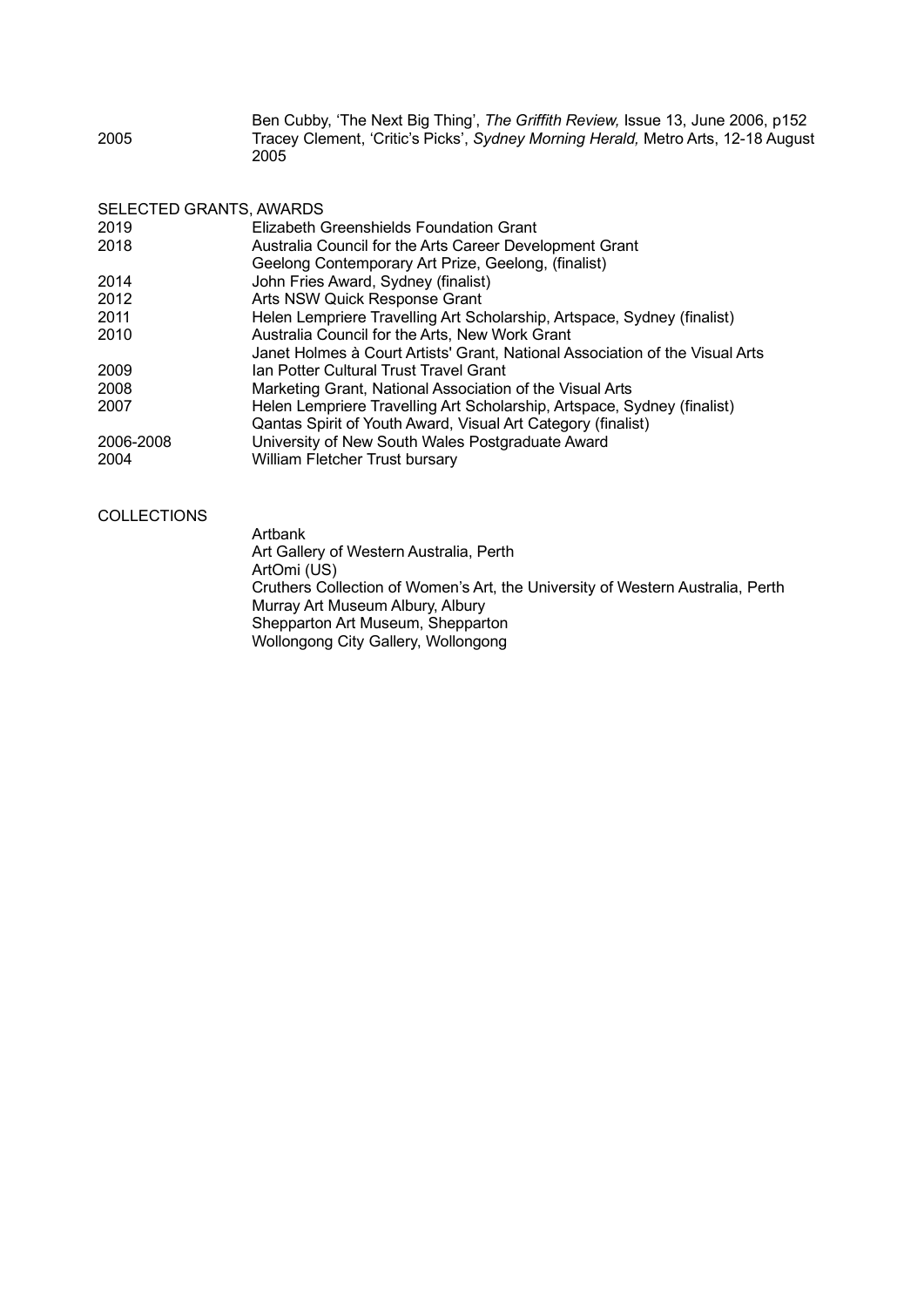| | |
|---|---|
| | Ben Cubby, 'The Next Big Thing', *The Griffith Review,* Issue 13, June 2006, p152 |
| 2005 | Tracey Clement, 'Critic's Picks', *Sydney Morning Herald,* Metro Arts, 12-18 August 2005 |

## SELECTED GRANTS, AWARDS

| | |
|---|---|
| 2019 | Elizabeth Greenshields Foundation Grant |
| 2018 | Australia Council for the Arts Career Development Grant |
| | Geelong Contemporary Art Prize, Geelong, (finalist) |
| 2014 | John Fries Award, Sydney (finalist) |
| 2012 | Arts NSW Quick Response Grant |
| 2011 | Helen Lempriere Travelling Art Scholarship, Artspace, Sydney (finalist) |
| 2010 | Australia Council for the Arts, New Work Grant |
| | Janet Holmes à Court Artists' Grant, National Association of the Visual Arts |
| 2009 | Ian Potter Cultural Trust Travel Grant |
| 2008 | Marketing Grant, National Association of the Visual Arts |
| 2007 | Helen Lempriere Travelling Art Scholarship, Artspace, Sydney (finalist) |
| | Qantas Spirit of Youth Award, Visual Art Category (finalist) |
| 2006-2008 | University of New South Wales Postgraduate Award |
| 2004 | William Fletcher Trust bursary |

## COLLECTIONS

Artbank
Art Gallery of Western Australia, Perth
ArtOmi (US)
Cruthers Collection of Women's Art, the University of Western Australia, Perth
Murray Art Museum Albury, Albury
Shepparton Art Museum, Shepparton
Wollongong City Gallery, Wollongong